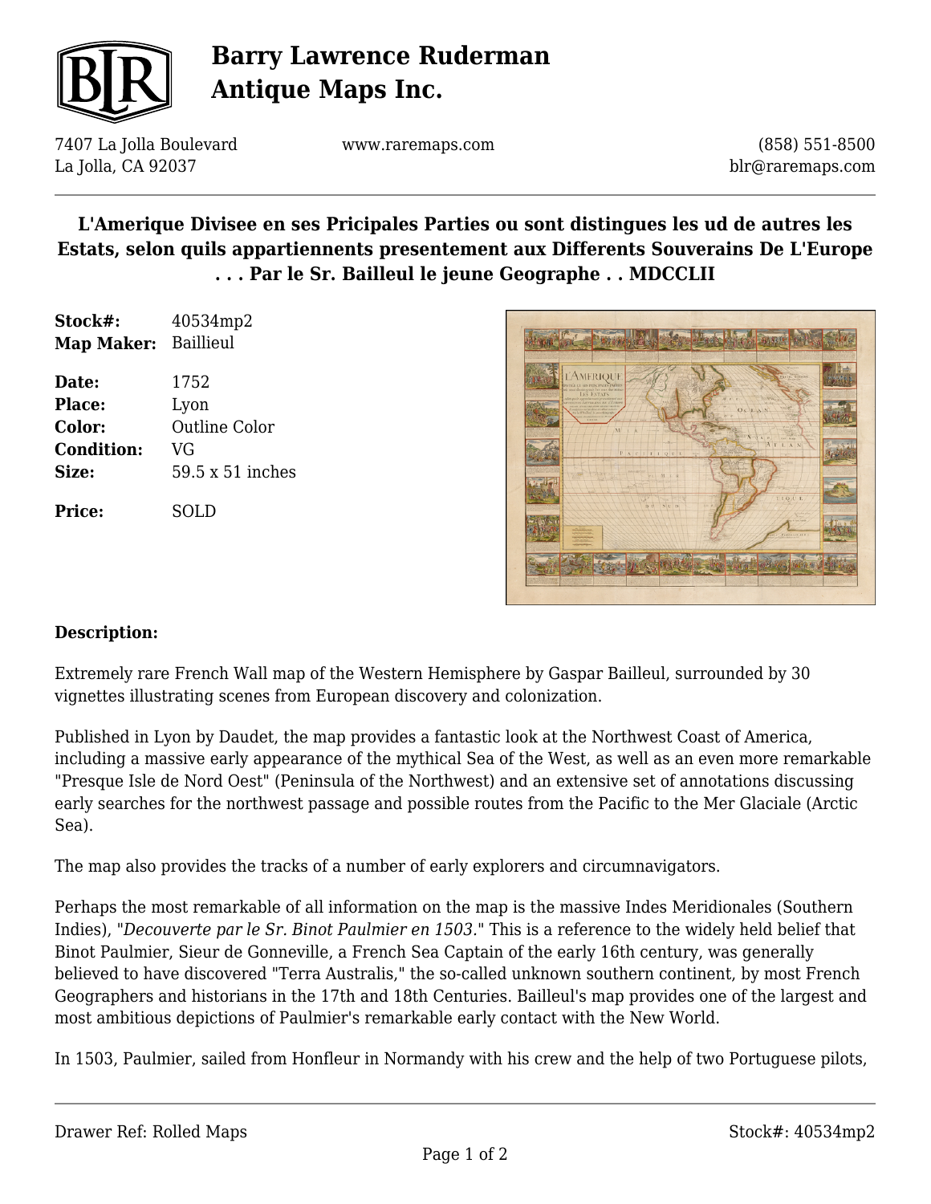# Barry Lawrence Ruderman Antique Maps Inc.

7407 La Jolla Boulevard
La Jolla, CA 92037

www.raremaps.com

(858) 551-8500
blr@raremaps.com

## L'Amerique Divisee en ses Pricipales Parties ou sont distingues les ud de autres les Estats, selon quils appartiennents presentement aux Differents Souverains De L'Europe . . . Par le Sr. Bailleul le jeune Geographe . . MDCCLII

**Stock#:** 40534mp2
**Map Maker:** Baillieul

**Date:** 1752
**Place:** Lyon
**Color:** Outline Color
**Condition:** VG
**Size:** 59.5 x 51 inches

**Price:** SOLD

**Description:**

Extremely rare French Wall map of the Western Hemisphere by Gaspar Bailleul, surrounded by 30 vignettes illustrating scenes from European discovery and colonization.

Published in Lyon by Daudet, the map provides a fantastic look at the Northwest Coast of America, including a massive early appearance of the mythical Sea of the West, as well as an even more remarkable "Presque Isle de Nord Oest" (Peninsula of the Northwest) and an extensive set of annotations discussing early searches for the northwest passage and possible routes from the Pacific to the Mer Glaciale (Arctic Sea).

The map also provides the tracks of a number of early explorers and circumnavigators.

Perhaps the most remarkable of all information on the map is the massive Indes Meridionales (Southern Indies), "*Decouverte par le Sr. Binot Paulmier en 1503.*" This is a reference to the widely held belief that Binot Paulmier, Sieur de Gonneville, a French Sea Captain of the early 16th century, was generally believed to have discovered "Terra Australis," the so-called unknown southern continent, by most French Geographers and historians in the 17th and 18th Centuries. Bailleul's map provides one of the largest and most ambitious depictions of Paulmier's remarkable early contact with the New World.

In 1503, Paulmier, sailed from Honfleur in Normandy with his crew and the help of two Portuguese pilots,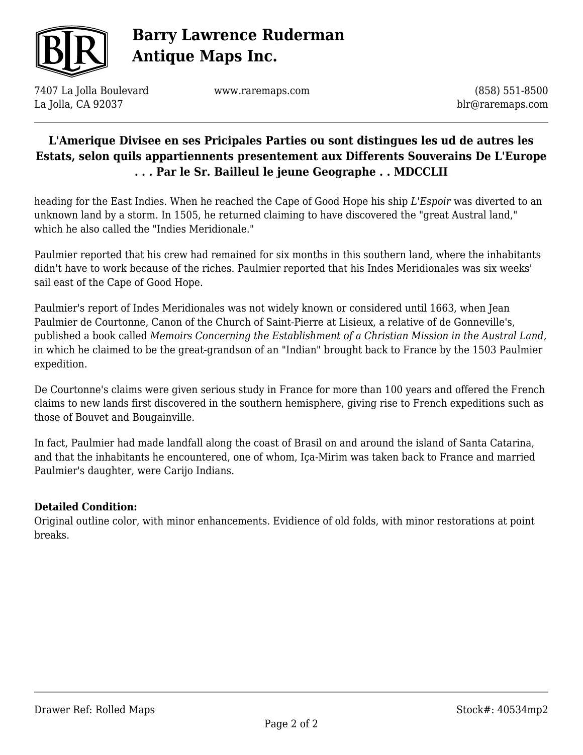heading for the East Indies. When he reached the Cape of Good Hope his ship *L'Espoir* was diverted to an unknown land by a storm. In 1505, he returned claiming to have discovered the "great Austral land," which he also called the "Indies Meridionale."

Paulmier reported that his crew had remained for six months in this southern land, where the inhabitants didn't have to work because of the riches. Paulmier reported that his Indes Meridionales was six weeks' sail east of the Cape of Good Hope.

Paulmier's report of Indes Meridionales was not widely known or considered until 1663, when Jean Paulmier de Courtonne, Canon of the Church of Saint-Pierre at Lisieux, a relative of de Gonneville's, published a book called *Memoirs Concerning the Establishment of a Christian Mission in the Austral Land,* in which he claimed to be the great-grandson of an "Indian" brought back to France by the 1503 Paulmier expedition.

De Courtonne's claims were given serious study in France for more than 100 years and offered the French claims to new lands first discovered in the southern hemisphere, giving rise to French expeditions such as those of Bouvet and Bougainville.

In fact, Paulmier had made landfall along the coast of Brasil on and around the island of Santa Catarina, and that the inhabitants he encountered, one of whom, Içа-Mirim was taken back to France and married Paulmier's daughter, were Carijo Indians.

**Detailed Condition:**
Original outline color, with minor enhancements. Evidence of old folds, with minor restorations at point breaks.